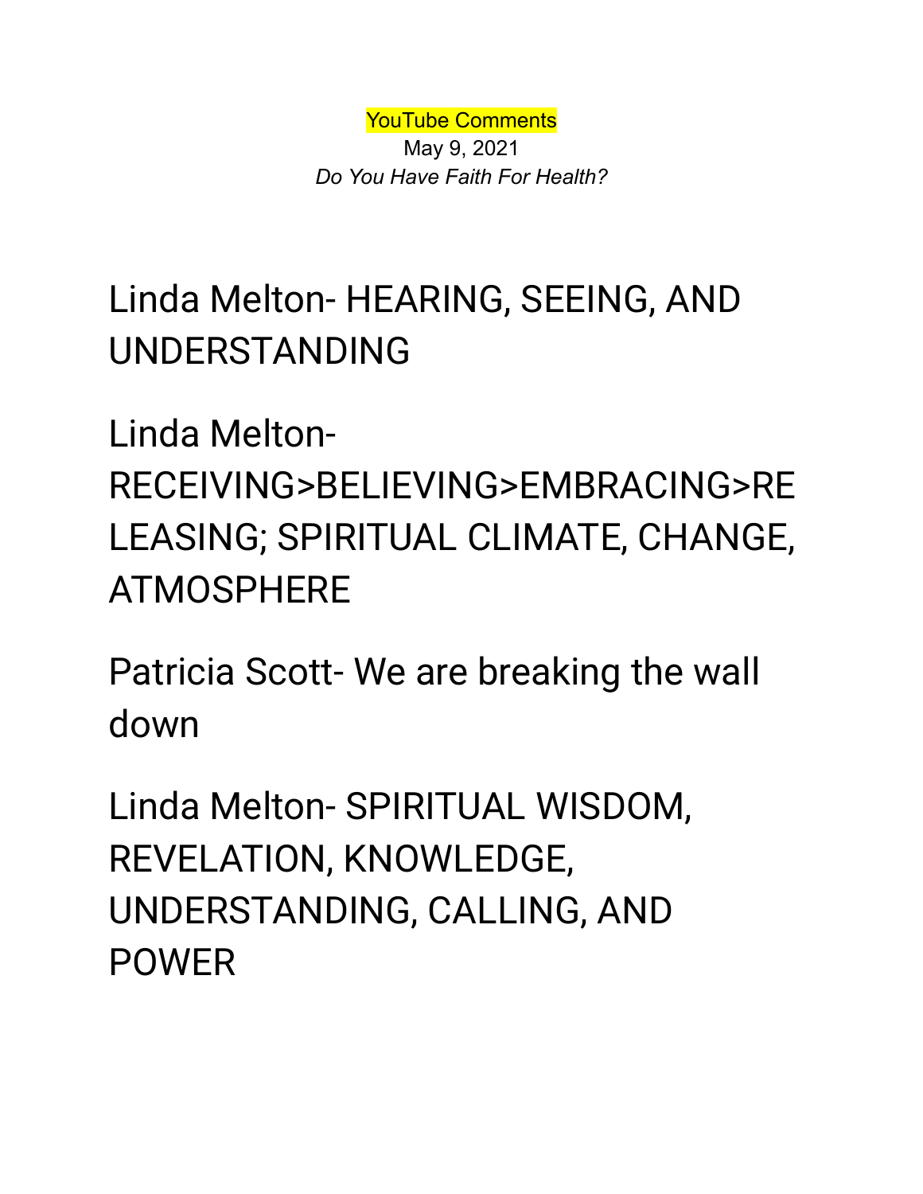YouTube Comments

May 9, 2021

*Do You Have Faith For Health?*

Linda Melton- HEARING, SEEING, AND UNDERSTANDING

Linda Melton- RECEIVING>BELIEVING>EMBRACING>RELEASING; SPIRITUAL CLIMATE, CHANGE, ATMOSPHERE

Patricia Scott- We are breaking the wall down

Linda Melton- SPIRITUAL WISDOM, REVELATION, KNOWLEDGE, UNDERSTANDING, CALLING, AND POWER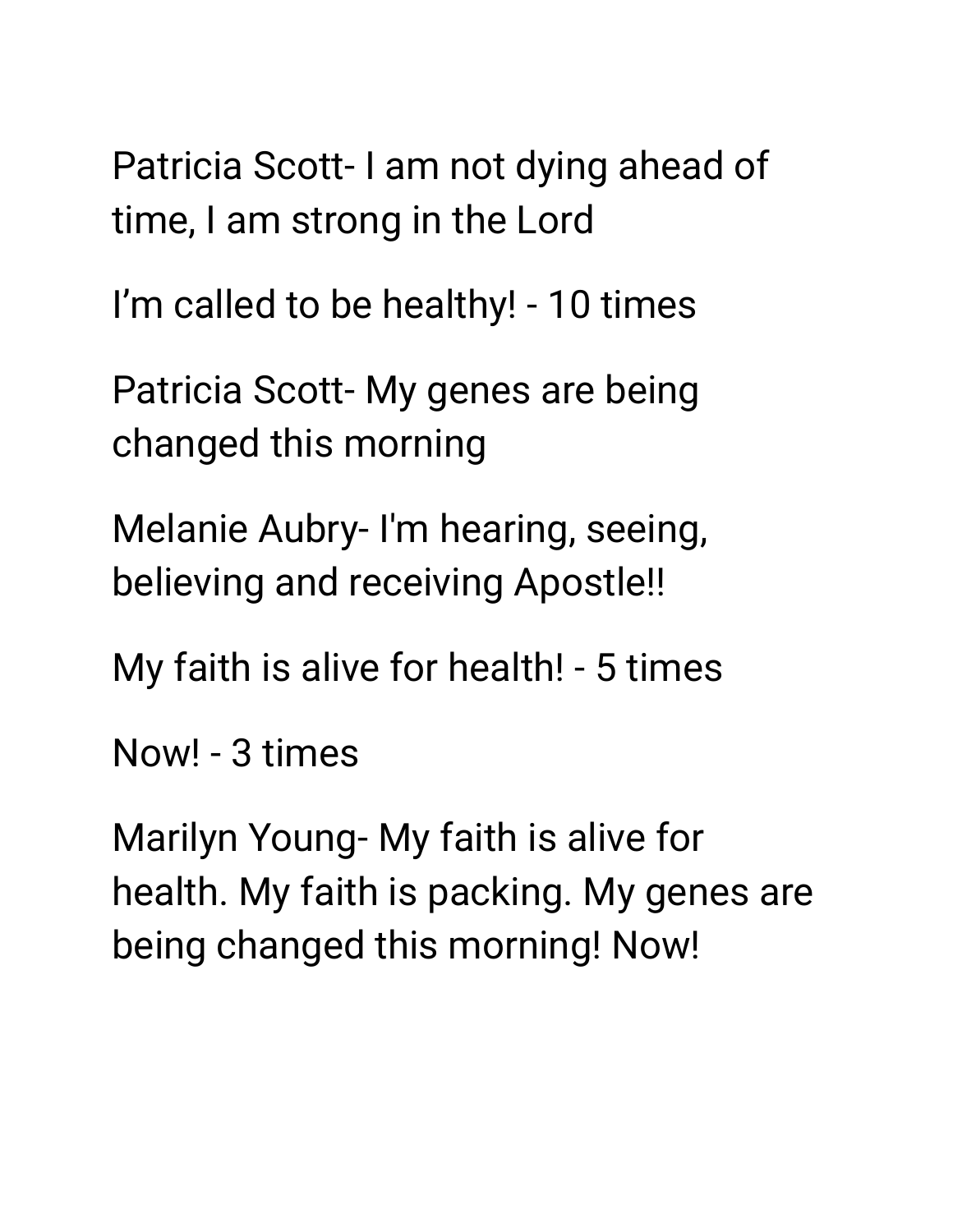Patricia Scott- I am not dying ahead of time, I am strong in the Lord

I’m called to be healthy! - 10 times

Patricia Scott- My genes are being changed this morning

Melanie Aubry- I'm hearing, seeing, believing and receiving Apostle!!

My faith is alive for health! - 5 times

Now! - 3 times

Marilyn Young- My faith is alive for health. My faith is packing. My genes are being changed this morning! Now!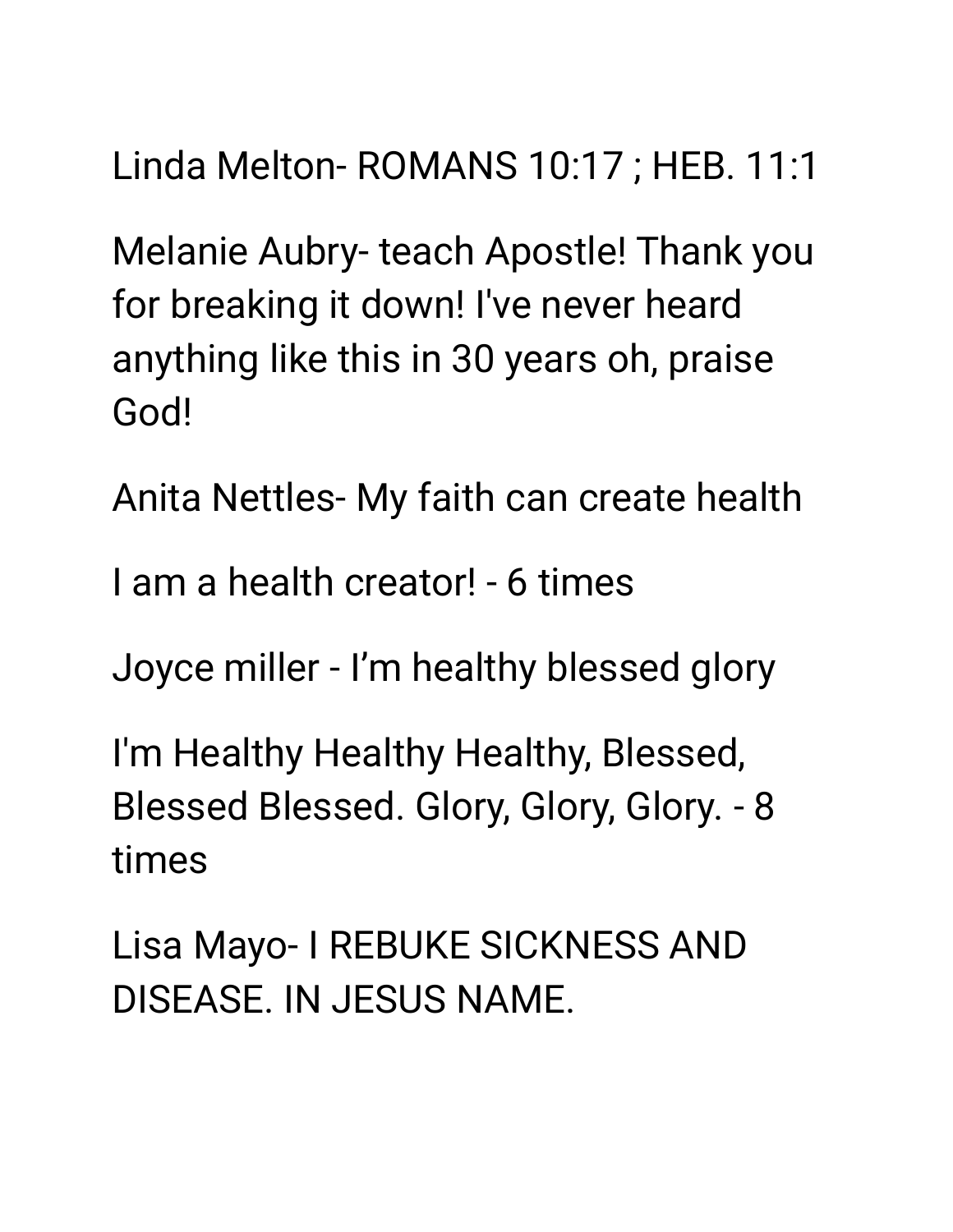Linda Melton- ROMANS 10:17 ; HEB. 11:1

Melanie Aubry- teach Apostle! Thank you for breaking it down! I've never heard anything like this in 30 years oh, praise God!

Anita Nettles- My faith can create health

I am a health creator! - 6 times

Joyce miller - I'm healthy blessed glory

I'm Healthy Healthy Healthy, Blessed, Blessed Blessed. Glory, Glory, Glory. - 8 times

Lisa Mayo- I REBUKE SICKNESS AND DISEASE. IN JESUS NAME.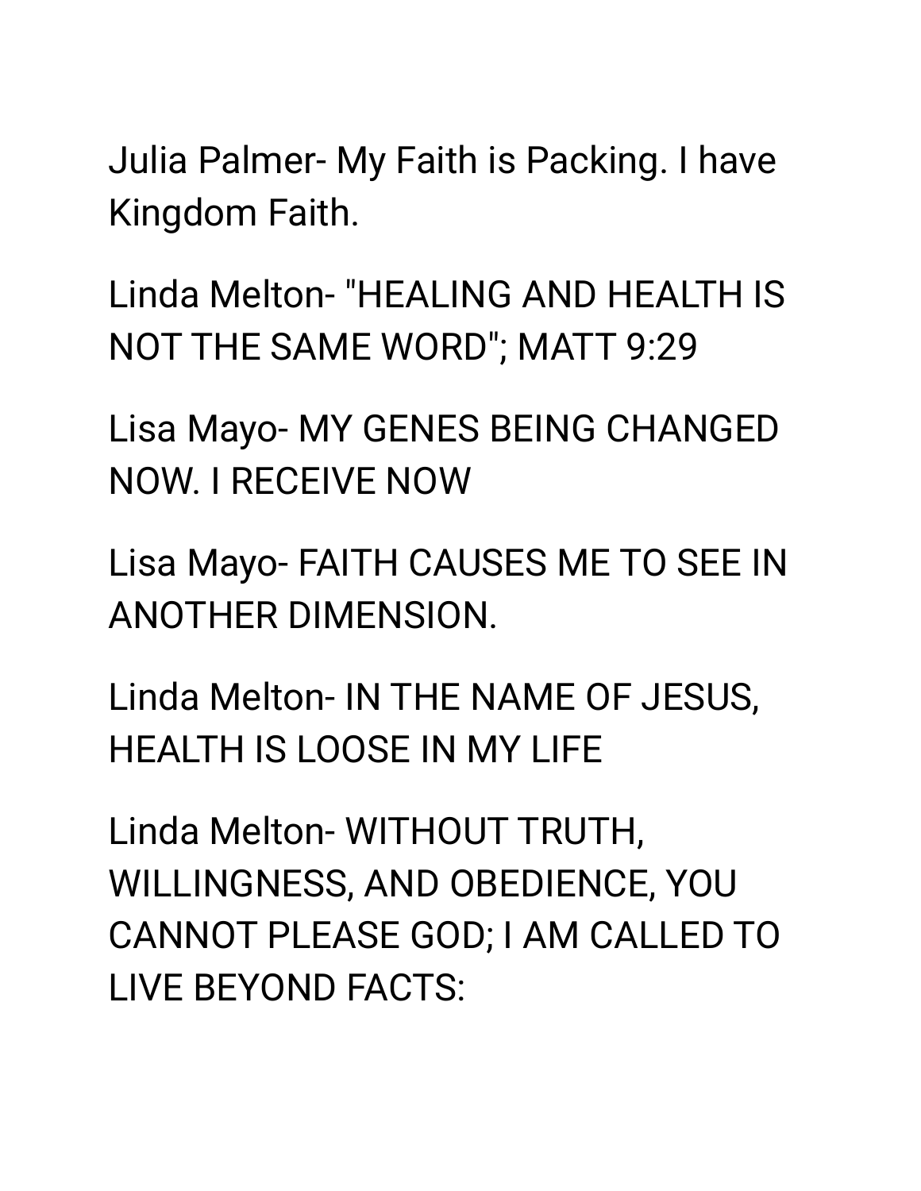Julia Palmer- My Faith is Packing. I have Kingdom Faith.

Linda Melton- "HEALING AND HEALTH IS NOT THE SAME WORD"; MATT 9:29

Lisa Mayo- MY GENES BEING CHANGED NOW. I RECEIVE NOW

Lisa Mayo- FAITH CAUSES ME TO SEE IN ANOTHER DIMENSION.

Linda Melton- IN THE NAME OF JESUS, HEALTH IS LOOSE IN MY LIFE

Linda Melton- WITHOUT TRUTH, WILLINGNESS, AND OBEDIENCE, YOU CANNOT PLEASE GOD; I AM CALLED TO LIVE BEYOND FACTS: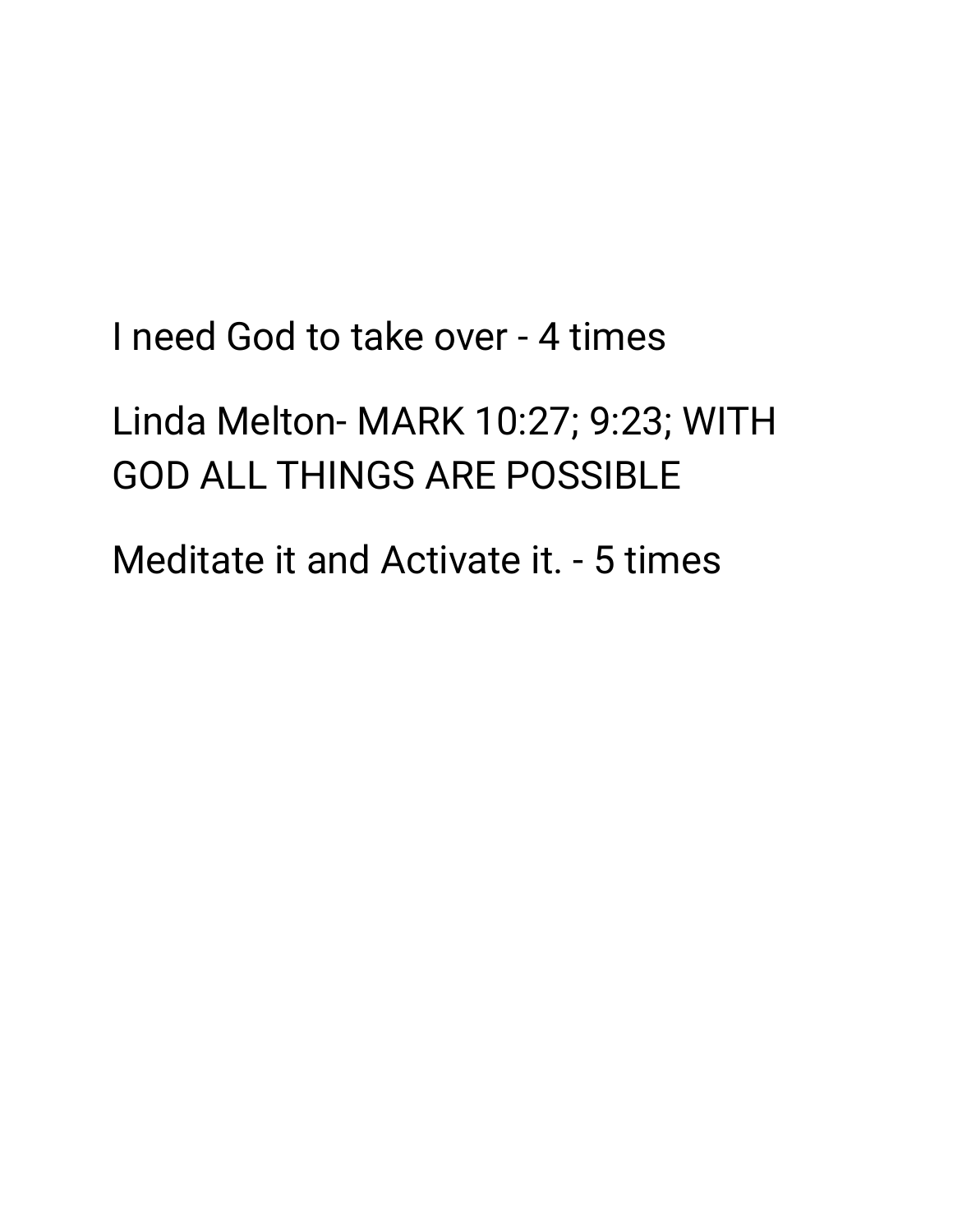I need God to take over - 4 times

Linda Melton- MARK 10:27; 9:23; WITH GOD ALL THINGS ARE POSSIBLE

Meditate it and Activate it. - 5 times